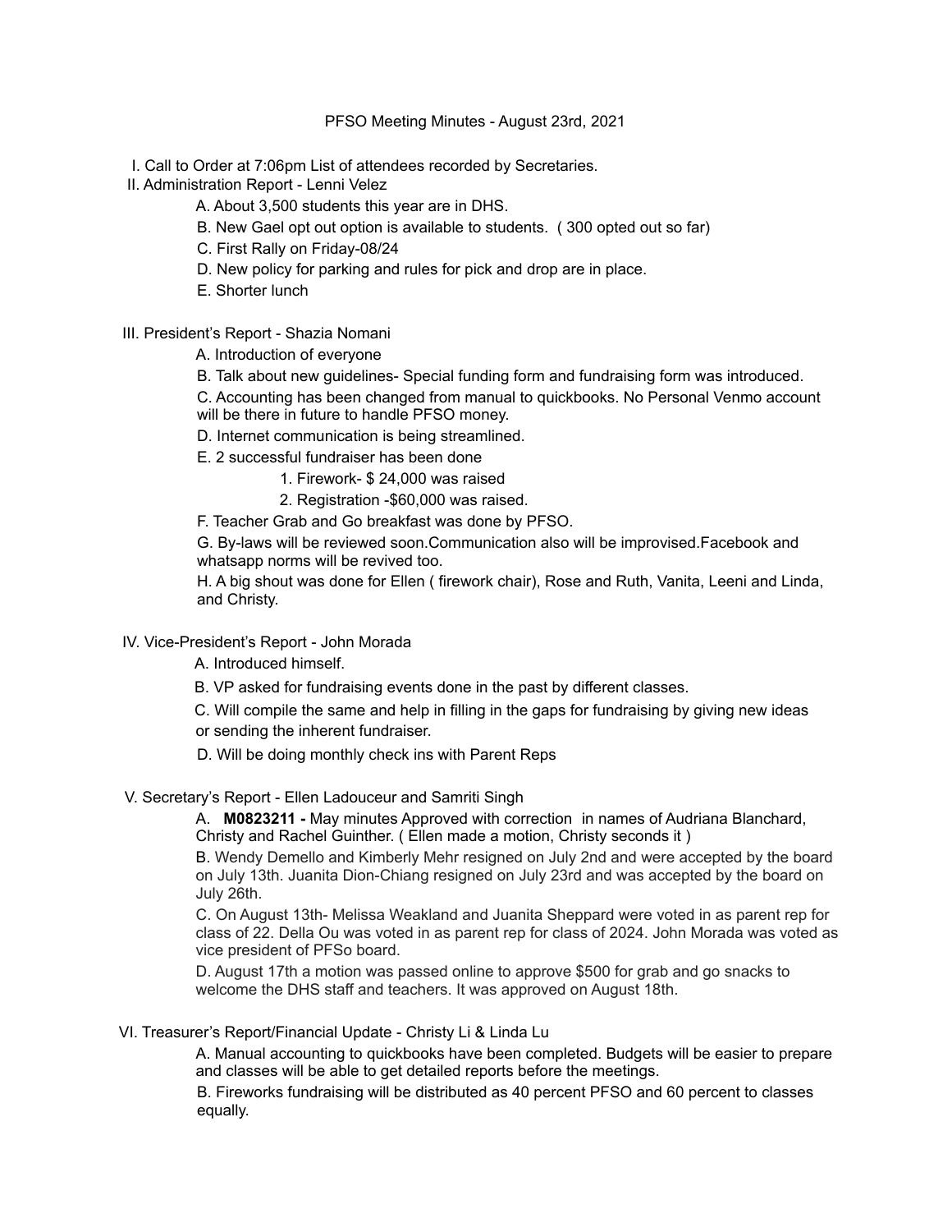# PFSO Meeting Minutes - August 23rd, 2021

I. Call to Order at 7:06pm List of attendees recorded by Secretaries.

II. Administration Report - Lenni Velez

- A. About 3,500 students this year are in DHS.
- B. New Gael opt out option is available to students. ( 300 opted out so far)
- C. First Rally on Friday-08/24
- D. New policy for parking and rules for pick and drop are in place.
- E. Shorter lunch

III. President's Report - Shazia Nomani

- A. Introduction of everyone
- B. Talk about new guidelines- Special funding form and fundraising form was introduced.
- C. Accounting has been changed from manual to quickbooks. No Personal Venmo account will be there in future to handle PFSO money.
- D. Internet communication is being streamlined.
- E. 2 successful fundraiser has been done
  1. Firework- $ 24,000 was raised
  2. Registration -$60,000 was raised.
- F. Teacher Grab and Go breakfast was done by PFSO.
- G. By-laws will be reviewed soon.Communication also will be improvised.Facebook and whatsapp norms will be revived too.
- H. A big shout was done for Ellen ( firework chair), Rose and Ruth, Vanita, Leeni and Linda, and Christy.

IV. Vice-President's Report - John Morada

- A. Introduced himself.
- B. VP asked for fundraising events done in the past by different classes.
- C. Will compile the same and help in filling in the gaps for fundraising by giving new ideas or sending the inherent fundraiser.
- D. Will be doing monthly check ins with Parent Reps

V. Secretary's Report - Ellen Ladouceur and Samriti Singh

- A. **M0823211 -** May minutes Approved with correction in names of Audriana Blanchard, Christy and Rachel Guinther. ( Ellen made a motion, Christy seconds it )
- B. Wendy Demello and Kimberly Mehr resigned on July 2nd and were accepted by the board on July 13th. Juanita Dion-Chiang resigned on July 23rd and was accepted by the board on July 26th.
- C. On August 13th- Melissa Weakland and Juanita Sheppard were voted in as parent rep for class of 22. Della Ou was voted in as parent rep for class of 2024. John Morada was voted as vice president of PFSo board.
- D. August 17th a motion was passed online to approve $500 for grab and go snacks to welcome the DHS staff and teachers. It was approved on August 18th.

VI. Treasurer's Report/Financial Update - Christy Li & Linda Lu

- A. Manual accounting to quickbooks have been completed. Budgets will be easier to prepare and classes will be able to get detailed reports before the meetings.
- B. Fireworks fundraising will be distributed as 40 percent PFSO and 60 percent to classes equally.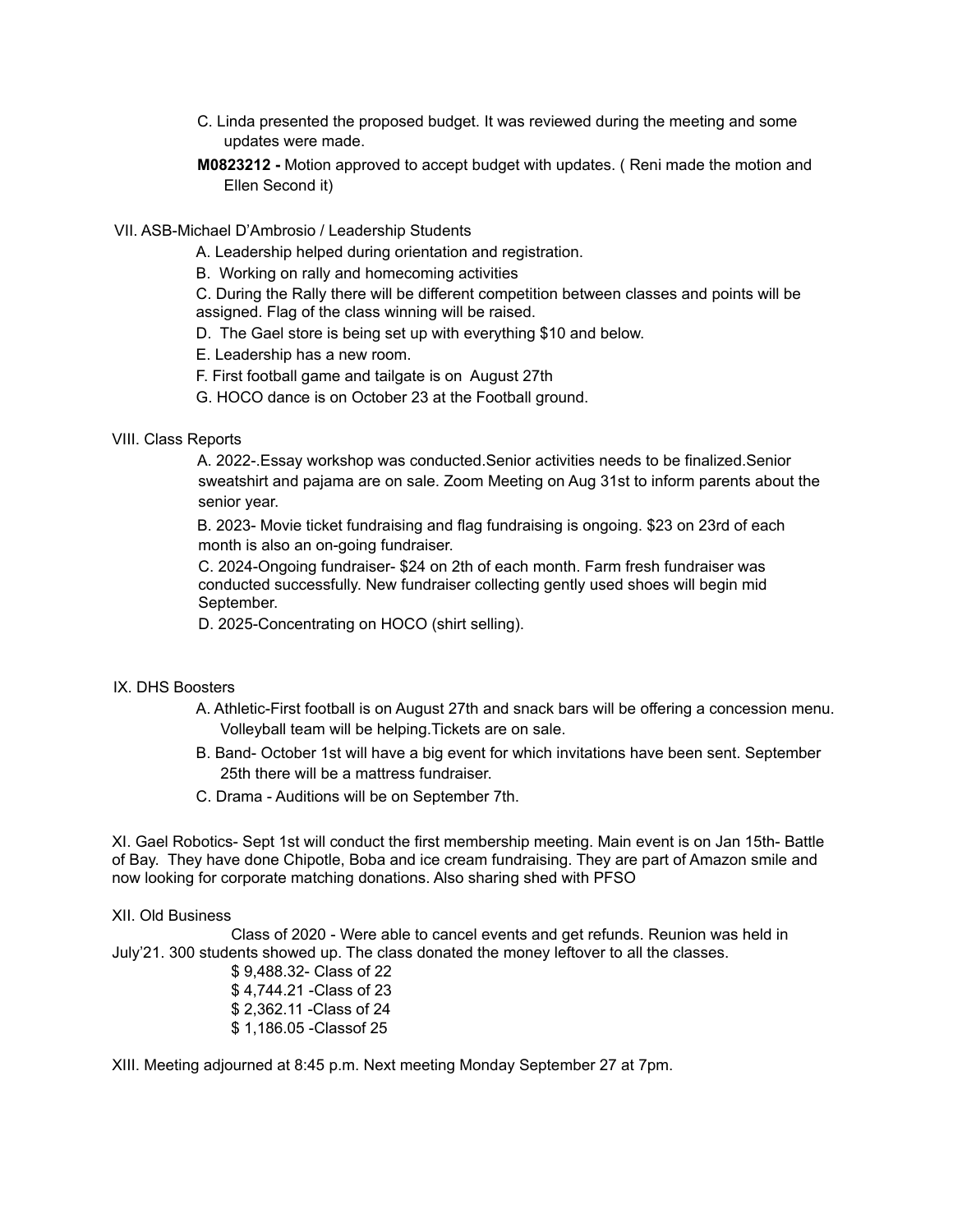C. Linda presented the proposed budget. It was reviewed during the meeting and some updates were made.

**M0823212 -** Motion approved to accept budget with updates. ( Reni made the motion and Ellen Second it)

VII. ASB-Michael D'Ambrosio / Leadership Students

A. Leadership helped during orientation and registration.

B. Working on rally and homecoming activities

C. During the Rally there will be different competition between classes and points will be assigned. Flag of the class winning will be raised.

D. The Gael store is being set up with everything $10 and below.

E. Leadership has a new room.

F. First football game and tailgate is on August 27th

G. HOCO dance is on October 23 at the Football ground.

VIII. Class Reports

A. 2022-.Essay workshop was conducted.Senior activities needs to be finalized.Senior sweatshirt and pajama are on sale. Zoom Meeting on Aug 31st to inform parents about the senior year.

B. 2023- Movie ticket fundraising and flag fundraising is ongoing. $23 on 23rd of each month is also an on-going fundraiser.

C. 2024-Ongoing fundraiser- $24 on 2th of each month. Farm fresh fundraiser was conducted successfully. New fundraiser collecting gently used shoes will begin mid September.

D. 2025-Concentrating on HOCO (shirt selling).

IX. DHS Boosters

A. Athletic-First football is on August 27th and snack bars will be offering a concession menu. Volleyball team will be helping.Tickets are on sale.

B. Band- October 1st will have a big event for which invitations have been sent. September 25th there will be a mattress fundraiser.

C. Drama - Auditions will be on September 7th.

XI. Gael Robotics- Sept 1st will conduct the first membership meeting. Main event is on Jan 15th- Battle of Bay. They have done Chipotle, Boba and ice cream fundraising. They are part of Amazon smile and now looking for corporate matching donations. Also sharing shed with PFSO

XII. Old Business

Class of 2020 - Were able to cancel events and get refunds. Reunion was held in July'21. 300 students showed up. The class donated the money leftover to all the classes.

$ 9,488.32- Class of 22  
$ 4,744.21 -Class of 23  
$ 2,362.11 -Class of 24  
$ 1,186.05 -Classof 25

XIII. Meeting adjourned at 8:45 p.m. Next meeting Monday September 27 at 7pm.